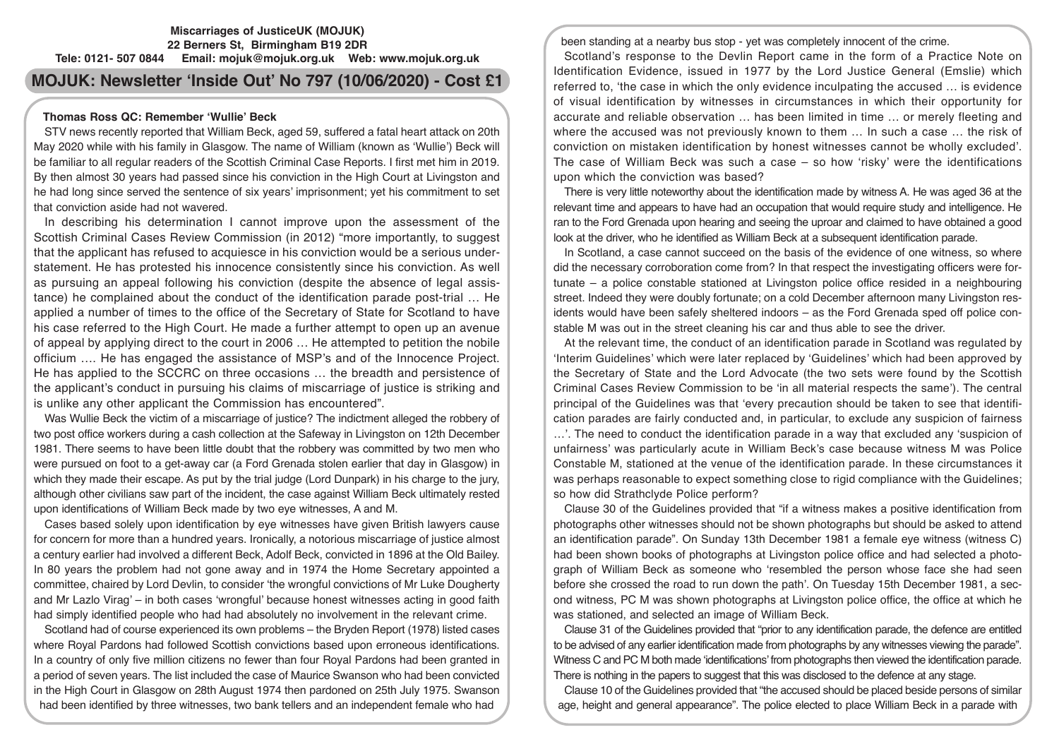**Miscarriages of JusticeUK (MOJUK)**
**22 Berners St, Birmingham B19 2DR**
**Tele: 0121- 507 0844 Email: mojuk@mojuk.org.uk Web: www.mojuk.org.uk**

# MOJUK: Newsletter 'Inside Out' No 797 (10/06/2020) - Cost £1

## Thomas Ross QC: Remember 'Wullie' Beck

STV news recently reported that William Beck, aged 59, suffered a fatal heart attack on 20th May 2020 while with his family in Glasgow. The name of William (known as 'Wullie') Beck will be familiar to all regular readers of the Scottish Criminal Case Reports. I first met him in 2019. By then almost 30 years had passed since his conviction in the High Court at Livingston and he had long since served the sentence of six years' imprisonment; yet his commitment to set that conviction aside had not wavered.

In describing his determination I cannot improve upon the assessment of the Scottish Criminal Cases Review Commission (in 2012) "more importantly, to suggest that the applicant has refused to acquiesce in his conviction would be a serious understatement. He has protested his innocence consistently since his conviction. As well as pursuing an appeal following his conviction (despite the absence of legal assistance) he complained about the conduct of the identification parade post-trial … He applied a number of times to the office of the Secretary of State for Scotland to have his case referred to the High Court. He made a further attempt to open up an avenue of appeal by applying direct to the court in 2006 … He attempted to petition the nobile officium …. He has engaged the assistance of MSP's and of the Innocence Project. He has applied to the SCCRC on three occasions … the breadth and persistence of the applicant's conduct in pursuing his claims of miscarriage of justice is striking and is unlike any other applicant the Commission has encountered".

Was Wullie Beck the victim of a miscarriage of justice? The indictment alleged the robbery of two post office workers during a cash collection at the Safeway in Livingston on 12th December 1981. There seems to have been little doubt that the robbery was committed by two men who were pursued on foot to a get-away car (a Ford Grenada stolen earlier that day in Glasgow) in which they made their escape. As put by the trial judge (Lord Dunpark) in his charge to the jury, although other civilians saw part of the incident, the case against William Beck ultimately rested upon identifications of William Beck made by two eye witnesses, A and M.

Cases based solely upon identification by eye witnesses have given British lawyers cause for concern for more than a hundred years. Ironically, a notorious miscarriage of justice almost a century earlier had involved a different Beck, Adolf Beck, convicted in 1896 at the Old Bailey. In 80 years the problem had not gone away and in 1974 the Home Secretary appointed a committee, chaired by Lord Devlin, to consider 'the wrongful convictions of Mr Luke Dougherty and Mr Lazlo Virag' – in both cases 'wrongful' because honest witnesses acting in good faith had simply identified people who had had absolutely no involvement in the relevant crime.

Scotland had of course experienced its own problems – the Bryden Report (1978) listed cases where Royal Pardons had followed Scottish convictions based upon erroneous identifications. In a country of only five million citizens no fewer than four Royal Pardons had been granted in a period of seven years. The list included the case of Maurice Swanson who had been convicted in the High Court in Glasgow on 28th August 1974 then pardoned on 25th July 1975. Swanson had been identified by three witnesses, two bank tellers and an independent female who had been standing at a nearby bus stop - yet was completely innocent of the crime.

Scotland's response to the Devlin Report came in the form of a Practice Note on Identification Evidence, issued in 1977 by the Lord Justice General (Emslie) which referred to, 'the case in which the only evidence inculpating the accused … is evidence of visual identification by witnesses in circumstances in which their opportunity for accurate and reliable observation … has been limited in time … or merely fleeting and where the accused was not previously known to them … In such a case … the risk of conviction on mistaken identification by honest witnesses cannot be wholly excluded'. The case of William Beck was such a case – so how 'risky' were the identifications upon which the conviction was based?

There is very little noteworthy about the identification made by witness A. He was aged 36 at the relevant time and appears to have had an occupation that would require study and intelligence. He ran to the Ford Grenada upon hearing and seeing the uproar and claimed to have obtained a good look at the driver, who he identified as William Beck at a subsequent identification parade.

In Scotland, a case cannot succeed on the basis of the evidence of one witness, so where did the necessary corroboration come from? In that respect the investigating officers were fortunate – a police constable stationed at Livingston police office resided in a neighbouring street. Indeed they were doubly fortunate; on a cold December afternoon many Livingston residents would have been safely sheltered indoors – as the Ford Grenada sped off police constable M was out in the street cleaning his car and thus able to see the driver.

At the relevant time, the conduct of an identification parade in Scotland was regulated by 'Interim Guidelines' which were later replaced by 'Guidelines' which had been approved by the Secretary of State and the Lord Advocate (the two sets were found by the Scottish Criminal Cases Review Commission to be 'in all material respects the same'). The central principal of the Guidelines was that 'every precaution should be taken to see that identification parades are fairly conducted and, in particular, to exclude any suspicion of fairness …'. The need to conduct the identification parade in a way that excluded any 'suspicion of unfairness' was particularly acute in William Beck's case because witness M was Police Constable M, stationed at the venue of the identification parade. In these circumstances it was perhaps reasonable to expect something close to rigid compliance with the Guidelines; so how did Strathclyde Police perform?

Clause 30 of the Guidelines provided that "if a witness makes a positive identification from photographs other witnesses should not be shown photographs but should be asked to attend an identification parade". On Sunday 13th December 1981 a female eye witness (witness C) had been shown books of photographs at Livingston police office and had selected a photograph of William Beck as someone who 'resembled the person whose face she had seen before she crossed the road to run down the path'. On Tuesday 15th December 1981, a second witness, PC M was shown photographs at Livingston police office, the office at which he was stationed, and selected an image of William Beck.

Clause 31 of the Guidelines provided that "prior to any identification parade, the defence are entitled to be advised of any earlier identification made from photographs by any witnesses viewing the parade". Witness C and PC M both made 'identifications' from photographs then viewed the identification parade. There is nothing in the papers to suggest that this was disclosed to the defence at any stage.

Clause 10 of the Guidelines provided that "the accused should be placed beside persons of similar age, height and general appearance". The police elected to place William Beck in a parade with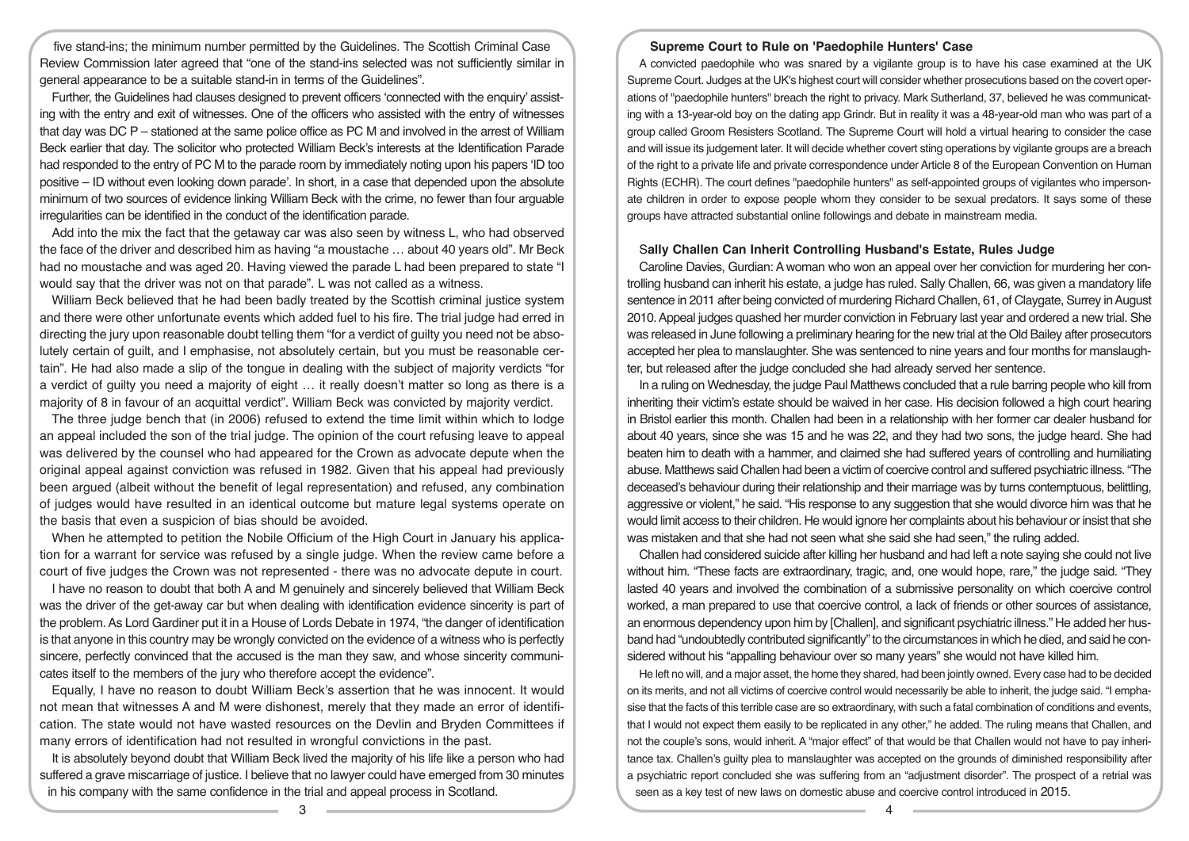five stand-ins; the minimum number permitted by the Guidelines. The Scottish Criminal Case Review Commission later agreed that "one of the stand-ins selected was not sufficiently similar in general appearance to be a suitable stand-in in terms of the Guidelines".

Further, the Guidelines had clauses designed to prevent officers 'connected with the enquiry' assisting with the entry and exit of witnesses. One of the officers who assisted with the entry of witnesses that day was DC P – stationed at the same police office as PC M and involved in the arrest of William Beck earlier that day. The solicitor who protected William Beck's interests at the Identification Parade had responded to the entry of PC M to the parade room by immediately noting upon his papers 'ID too positive – ID without even looking down parade'. In short, in a case that depended upon the absolute minimum of two sources of evidence linking William Beck with the crime, no fewer than four arguable irregularities can be identified in the conduct of the identification parade.

Add into the mix the fact that the getaway car was also seen by witness L, who had observed the face of the driver and described him as having "a moustache … about 40 years old". Mr Beck had no moustache and was aged 20. Having viewed the parade L had been prepared to state "I would say that the driver was not on that parade". L was not called as a witness.

William Beck believed that he had been badly treated by the Scottish criminal justice system and there were other unfortunate events which added fuel to his fire. The trial judge had erred in directing the jury upon reasonable doubt telling them "for a verdict of guilty you need not be absolutely certain of guilt, and I emphasise, not absolutely certain, but you must be reasonable certain". He had also made a slip of the tongue in dealing with the subject of majority verdicts "for a verdict of guilty you need a majority of eight … it really doesn't matter so long as there is a majority of 8 in favour of an acquittal verdict". William Beck was convicted by majority verdict.

The three judge bench that (in 2006) refused to extend the time limit within which to lodge an appeal included the son of the trial judge. The opinion of the court refusing leave to appeal was delivered by the counsel who had appeared for the Crown as advocate depute when the original appeal against conviction was refused in 1982. Given that his appeal had previously been argued (albeit without the benefit of legal representation) and refused, any combination of judges would have resulted in an identical outcome but mature legal systems operate on the basis that even a suspicion of bias should be avoided.

When he attempted to petition the Nobile Officium of the High Court in January his application for a warrant for service was refused by a single judge. When the review came before a court of five judges the Crown was not represented - there was no advocate depute in court.

I have no reason to doubt that both A and M genuinely and sincerely believed that William Beck was the driver of the get-away car but when dealing with identification evidence sincerity is part of the problem. As Lord Gardiner put it in a House of Lords Debate in 1974, "the danger of identification is that anyone in this country may be wrongly convicted on the evidence of a witness who is perfectly sincere, perfectly convinced that the accused is the man they saw, and whose sincerity communicates itself to the members of the jury who therefore accept the evidence".

Equally, I have no reason to doubt William Beck's assertion that he was innocent. It would not mean that witnesses A and M were dishonest, merely that they made an error of identification. The state would not have wasted resources on the Devlin and Bryden Committees if many errors of identification had not resulted in wrongful convictions in the past.

It is absolutely beyond doubt that William Beck lived the majority of his life like a person who had suffered a grave miscarriage of justice. I believe that no lawyer could have emerged from 30 minutes in his company with the same confidence in the trial and appeal process in Scotland.

### Supreme Court to Rule on 'Paedophile Hunters' Case

A convicted paedophile who was snared by a vigilante group is to have his case examined at the UK Supreme Court. Judges at the UK's highest court will consider whether prosecutions based on the covert operations of "paedophile hunters" breach the right to privacy. Mark Sutherland, 37, believed he was communicating with a 13-year-old boy on the dating app Grindr. But in reality it was a 48-year-old man who was part of a group called Groom Resisters Scotland. The Supreme Court will hold a virtual hearing to consider the case and will issue its judgement later. It will decide whether covert sting operations by vigilante groups are a breach of the right to a private life and private correspondence under Article 8 of the European Convention on Human Rights (ECHR). The court defines "paedophile hunters" as self-appointed groups of vigilantes who impersonate children in order to expose people whom they consider to be sexual predators. It says some of these groups have attracted substantial online followings and debate in mainstream media.

### Sally Challen Can Inherit Controlling Husband's Estate, Rules Judge

Caroline Davies, Gurdian: A woman who won an appeal over her conviction for murdering her controlling husband can inherit his estate, a judge has ruled. Sally Challen, 66, was given a mandatory life sentence in 2011 after being convicted of murdering Richard Challen, 61, of Claygate, Surrey in August 2010. Appeal judges quashed her murder conviction in February last year and ordered a new trial. She was released in June following a preliminary hearing for the new trial at the Old Bailey after prosecutors accepted her plea to manslaughter. She was sentenced to nine years and four months for manslaughter, but released after the judge concluded she had already served her sentence.

In a ruling on Wednesday, the judge Paul Matthews concluded that a rule barring people who kill from inheriting their victim's estate should be waived in her case. His decision followed a high court hearing in Bristol earlier this month. Challen had been in a relationship with her former car dealer husband for about 40 years, since she was 15 and he was 22, and they had two sons, the judge heard. She had beaten him to death with a hammer, and claimed she had suffered years of controlling and humiliating abuse. Matthews said Challen had been a victim of coercive control and suffered psychiatric illness. "The deceased's behaviour during their relationship and their marriage was by turns contemptuous, belittling, aggressive or violent," he said. "His response to any suggestion that she would divorce him was that he would limit access to their children. He would ignore her complaints about his behaviour or insist that she was mistaken and that she had not seen what she said she had seen," the ruling added.

Challen had considered suicide after killing her husband and had left a note saying she could not live without him. "These facts are extraordinary, tragic, and, one would hope, rare," the judge said. "They lasted 40 years and involved the combination of a submissive personality on which coercive control worked, a man prepared to use that coercive control, a lack of friends or other sources of assistance, an enormous dependency upon him by [Challen], and significant psychiatric illness." He added her husband had "undoubtedly contributed significantly" to the circumstances in which he died, and said he considered without his "appalling behaviour over so many years" she would not have killed him.

He left no will, and a major asset, the home they shared, had been jointly owned. Every case had to be decided on its merits, and not all victims of coercive control would necessarily be able to inherit, the judge said. "I emphasise that the facts of this terrible case are so extraordinary, with such a fatal combination of conditions and events, that I would not expect them easily to be replicated in any other," he added. The ruling means that Challen, and not the couple's sons, would inherit. A "major effect" of that would be that Challen would not have to pay inheritance tax. Challen's guilty plea to manslaughter was accepted on the grounds of diminished responsibility after a psychiatric report concluded she was suffering from an "adjustment disorder". The prospect of a retrial was seen as a key test of new laws on domestic abuse and coercive control introduced in 2015.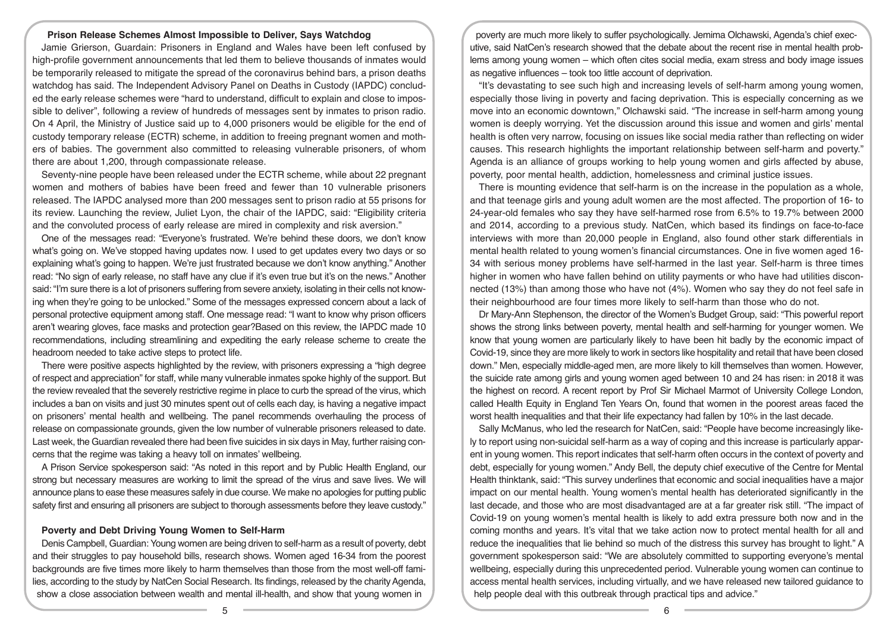### Prison Release Schemes Almost Impossible to Deliver, Says Watchdog

Jamie Grierson, Guardain: Prisoners in England and Wales have been left confused by high-profile government announcements that led them to believe thousands of inmates would be temporarily released to mitigate the spread of the coronavirus behind bars, a prison deaths watchdog has said. The Independent Advisory Panel on Deaths in Custody (IAPDC) concluded the early release schemes were "hard to understand, difficult to explain and close to impossible to deliver", following a review of hundreds of messages sent by inmates to prison radio. On 4 April, the Ministry of Justice said up to 4,000 prisoners would be eligible for the end of custody temporary release (ECTR) scheme, in addition to freeing pregnant women and mothers of babies. The government also committed to releasing vulnerable prisoners, of whom there are about 1,200, through compassionate release.

Seventy-nine people have been released under the ECTR scheme, while about 22 pregnant women and mothers of babies have been freed and fewer than 10 vulnerable prisoners released. The IAPDC analysed more than 200 messages sent to prison radio at 55 prisons for its review. Launching the review, Juliet Lyon, the chair of the IAPDC, said: "Eligibility criteria and the convoluted process of early release are mired in complexity and risk aversion."

One of the messages read: "Everyone's frustrated. We're behind these doors, we don't know what's going on. We've stopped having updates now. I used to get updates every two days or so explaining what's going to happen. We're just frustrated because we don't know anything." Another read: "No sign of early release, no staff have any clue if it's even true but it's on the news." Another said: "I'm sure there is a lot of prisoners suffering from severe anxiety, isolating in their cells not knowing when they're going to be unlocked." Some of the messages expressed concern about a lack of personal protective equipment among staff. One message read: "I want to know why prison officers aren't wearing gloves, face masks and protection gear?Based on this review, the IAPDC made 10 recommendations, including streamlining and expediting the early release scheme to create the headroom needed to take active steps to protect life.

There were positive aspects highlighted by the review, with prisoners expressing a "high degree of respect and appreciation" for staff, while many vulnerable inmates spoke highly of the support. But the review revealed that the severely restrictive regime in place to curb the spread of the virus, which includes a ban on visits and just 30 minutes spent out of cells each day, is having a negative impact on prisoners' mental health and wellbeing. The panel recommends overhauling the process of release on compassionate grounds, given the low number of vulnerable prisoners released to date. Last week, the Guardian revealed there had been five suicides in six days in May, further raising concerns that the regime was taking a heavy toll on inmates' wellbeing.

A Prison Service spokesperson said: "As noted in this report and by Public Health England, our strong but necessary measures are working to limit the spread of the virus and save lives. We will announce plans to ease these measures safely in due course. We make no apologies for putting public safety first and ensuring all prisoners are subject to thorough assessments before they leave custody."

### Poverty and Debt Driving Young Women to Self-Harm

Denis Campbell, Guardian: Young women are being driven to self-harm as a result of poverty, debt and their struggles to pay household bills, research shows. Women aged 16-34 from the poorest backgrounds are five times more likely to harm themselves than those from the most well-off families, according to the study by NatCen Social Research. Its findings, released by the charity Agenda, show a close association between wealth and mental ill-health, and show that young women in poverty are much more likely to suffer psychologically. Jemima Olchawski, Agenda's chief executive, said NatCen's research showed that the debate about the recent rise in mental health problems among young women – which often cites social media, exam stress and body image issues as negative influences – took too little account of deprivation.

"It's devastating to see such high and increasing levels of self-harm among young women, especially those living in poverty and facing deprivation. This is especially concerning as we move into an economic downtown," Olchawski said. "The increase in self-harm among young women is deeply worrying. Yet the discussion around this issue and women and girls' mental health is often very narrow, focusing on issues like social media rather than reflecting on wider causes. This research highlights the important relationship between self-harm and poverty." Agenda is an alliance of groups working to help young women and girls affected by abuse, poverty, poor mental health, addiction, homelessness and criminal justice issues.

There is mounting evidence that self-harm is on the increase in the population as a whole, and that teenage girls and young adult women are the most affected. The proportion of 16- to 24-year-old females who say they have self-harmed rose from 6.5% to 19.7% between 2000 and 2014, according to a previous study. NatCen, which based its findings on face-to-face interviews with more than 20,000 people in England, also found other stark differentials in mental health related to young women's financial circumstances. One in five women aged 16-34 with serious money problems have self-harmed in the last year. Self-harm is three times higher in women who have fallen behind on utility payments or who have had utilities disconnected (13%) than among those who have not (4%). Women who say they do not feel safe in their neighbourhood are four times more likely to self-harm than those who do not.

Dr Mary-Ann Stephenson, the director of the Women's Budget Group, said: "This powerful report shows the strong links between poverty, mental health and self-harming for younger women. We know that young women are particularly likely to have been hit badly by the economic impact of Covid-19, since they are more likely to work in sectors like hospitality and retail that have been closed down." Men, especially middle-aged men, are more likely to kill themselves than women. However, the suicide rate among girls and young women aged between 10 and 24 has risen: in 2018 it was the highest on record. A recent report by Prof Sir Michael Marmot of University College London, called Health Equity in England Ten Years On, found that women in the poorest areas faced the worst health inequalities and that their life expectancy had fallen by 10% in the last decade.

Sally McManus, who led the research for NatCen, said: "People have become increasingly likely to report using non-suicidal self-harm as a way of coping and this increase is particularly apparent in young women. This report indicates that self-harm often occurs in the context of poverty and debt, especially for young women." Andy Bell, the deputy chief executive of the Centre for Mental Health thinktank, said: "This survey underlines that economic and social inequalities have a major impact on our mental health. Young women's mental health has deteriorated significantly in the last decade, and those who are most disadvantaged are at a far greater risk still. "The impact of Covid-19 on young women's mental health is likely to add extra pressure both now and in the coming months and years. It's vital that we take action now to protect mental health for all and reduce the inequalities that lie behind so much of the distress this survey has brought to light." A government spokesperson said: "We are absolutely committed to supporting everyone's mental wellbeing, especially during this unprecedented period. Vulnerable young women can continue to access mental health services, including virtually, and we have released new tailored guidance to help people deal with this outbreak through practical tips and advice."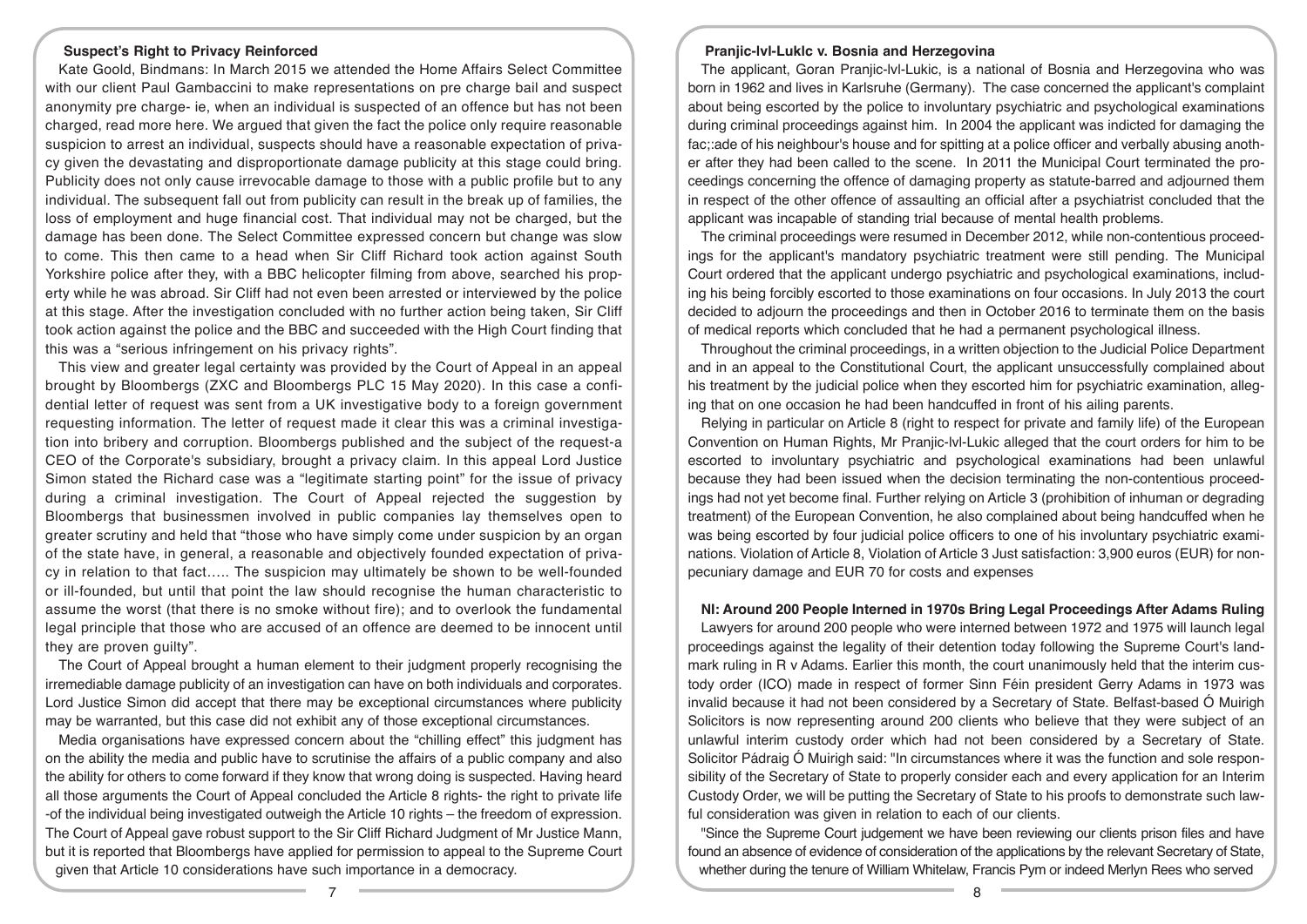### Suspect's Right to Privacy Reinforced

Kate Goold, Bindmans: In March 2015 we attended the Home Affairs Select Committee with our client Paul Gambaccini to make representations on pre charge bail and suspect anonymity pre charge- ie, when an individual is suspected of an offence but has not been charged, read more here. We argued that given the fact the police only require reasonable suspicion to arrest an individual, suspects should have a reasonable expectation of privacy given the devastating and disproportionate damage publicity at this stage could bring. Publicity does not only cause irrevocable damage to those with a public profile but to any individual. The subsequent fall out from publicity can result in the break up of families, the loss of employment and huge financial cost. That individual may not be charged, but the damage has been done. The Select Committee expressed concern but change was slow to come. This then came to a head when Sir Cliff Richard took action against South Yorkshire police after they, with a BBC helicopter filming from above, searched his property while he was abroad. Sir Cliff had not even been arrested or interviewed by the police at this stage. After the investigation concluded with no further action being taken, Sir Cliff took action against the police and the BBC and succeeded with the High Court finding that this was a "serious infringement on his privacy rights".

This view and greater legal certainty was provided by the Court of Appeal in an appeal brought by Bloombergs (ZXC and Bloombergs PLC 15 May 2020). In this case a confidential letter of request was sent from a UK investigative body to a foreign government requesting information. The letter of request made it clear this was a criminal investigation into bribery and corruption. Bloombergs published and the subject of the request-a CEO of the Corporate's subsidiary, brought a privacy claim. In this appeal Lord Justice Simon stated the Richard case was a "legitimate starting point" for the issue of privacy during a criminal investigation. The Court of Appeal rejected the suggestion by Bloombergs that businessmen involved in public companies lay themselves open to greater scrutiny and held that "those who have simply come under suspicion by an organ of the state have, in general, a reasonable and objectively founded expectation of privacy in relation to that fact….. The suspicion may ultimately be shown to be well-founded or ill-founded, but until that point the law should recognise the human characteristic to assume the worst (that there is no smoke without fire); and to overlook the fundamental legal principle that those who are accused of an offence are deemed to be innocent until they are proven guilty".

The Court of Appeal brought a human element to their judgment properly recognising the irremediable damage publicity of an investigation can have on both individuals and corporates. Lord Justice Simon did accept that there may be exceptional circumstances where publicity may be warranted, but this case did not exhibit any of those exceptional circumstances.

Media organisations have expressed concern about the "chilling effect" this judgment has on the ability the media and public have to scrutinise the affairs of a public company and also the ability for others to come forward if they know that wrong doing is suspected. Having heard all those arguments the Court of Appeal concluded the Article 8 rights- the right to private life -of the individual being investigated outweigh the Article 10 rights – the freedom of expression. The Court of Appeal gave robust support to the Sir Cliff Richard Judgment of Mr Justice Mann, but it is reported that Bloombergs have applied for permission to appeal to the Supreme Court given that Article 10 considerations have such importance in a democracy.

### Pranjic-lvl-Luklc v. Bosnia and Herzegovina

The applicant, Goran Pranjic-lvl-Lukic, is a national of Bosnia and Herzegovina who was born in 1962 and lives in Karlsruhe (Germany). The case concerned the applicant's complaint about being escorted by the police to involuntary psychiatric and psychological examinations during criminal proceedings against him. In 2004 the applicant was indicted for damaging the fac;:ade of his neighbour's house and for spitting at a police officer and verbally abusing another after they had been called to the scene. In 2011 the Municipal Court terminated the proceedings concerning the offence of damaging property as statute-barred and adjourned them in respect of the other offence of assaulting an official after a psychiatrist concluded that the applicant was incapable of standing trial because of mental health problems.

The criminal proceedings were resumed in December 2012, while non-contentious proceedings for the applicant's mandatory psychiatric treatment were still pending. The Municipal Court ordered that the applicant undergo psychiatric and psychological examinations, including his being forcibly escorted to those examinations on four occasions. In July 2013 the court decided to adjourn the proceedings and then in October 2016 to terminate them on the basis of medical reports which concluded that he had a permanent psychological illness.

Throughout the criminal proceedings, in a written objection to the Judicial Police Department and in an appeal to the Constitutional Court, the applicant unsuccessfully complained about his treatment by the judicial police when they escorted him for psychiatric examination, alleging that on one occasion he had been handcuffed in front of his ailing parents.

Relying in particular on Article 8 (right to respect for private and family life) of the European Convention on Human Rights, Mr Pranjic-lvl-Lukic alleged that the court orders for him to be escorted to involuntary psychiatric and psychological examinations had been unlawful because they had been issued when the decision terminating the non-contentious proceedings had not yet become final. Further relying on Article 3 (prohibition of inhuman or degrading treatment) of the European Convention, he also complained about being handcuffed when he was being escorted by four judicial police officers to one of his involuntary psychiatric examinations. Violation of Article 8, Violation of Article 3 Just satisfaction: 3,900 euros (EUR) for non-pecuniary damage and EUR 70 for costs and expenses

### NI: Around 200 People Interned in 1970s Bring Legal Proceedings After Adams Ruling

Lawyers for around 200 people who were interned between 1972 and 1975 will launch legal proceedings against the legality of their detention today following the Supreme Court's landmark ruling in R v Adams. Earlier this month, the court unanimously held that the interim custody order (ICO) made in respect of former Sinn Féin president Gerry Adams in 1973 was invalid because it had not been considered by a Secretary of State. Belfast-based Ó Muirigh Solicitors is now representing around 200 clients who believe that they were subject of an unlawful interim custody order which had not been considered by a Secretary of State. Solicitor Pádraig Ó Muirigh said: "In circumstances where it was the function and sole responsibility of the Secretary of State to properly consider each and every application for an Interim Custody Order, we will be putting the Secretary of State to his proofs to demonstrate such lawful consideration was given in relation to each of our clients.

"Since the Supreme Court judgement we have been reviewing our clients prison files and have found an absence of evidence of consideration of the applications by the relevant Secretary of State, whether during the tenure of William Whitelaw, Francis Pym or indeed Merlyn Rees who served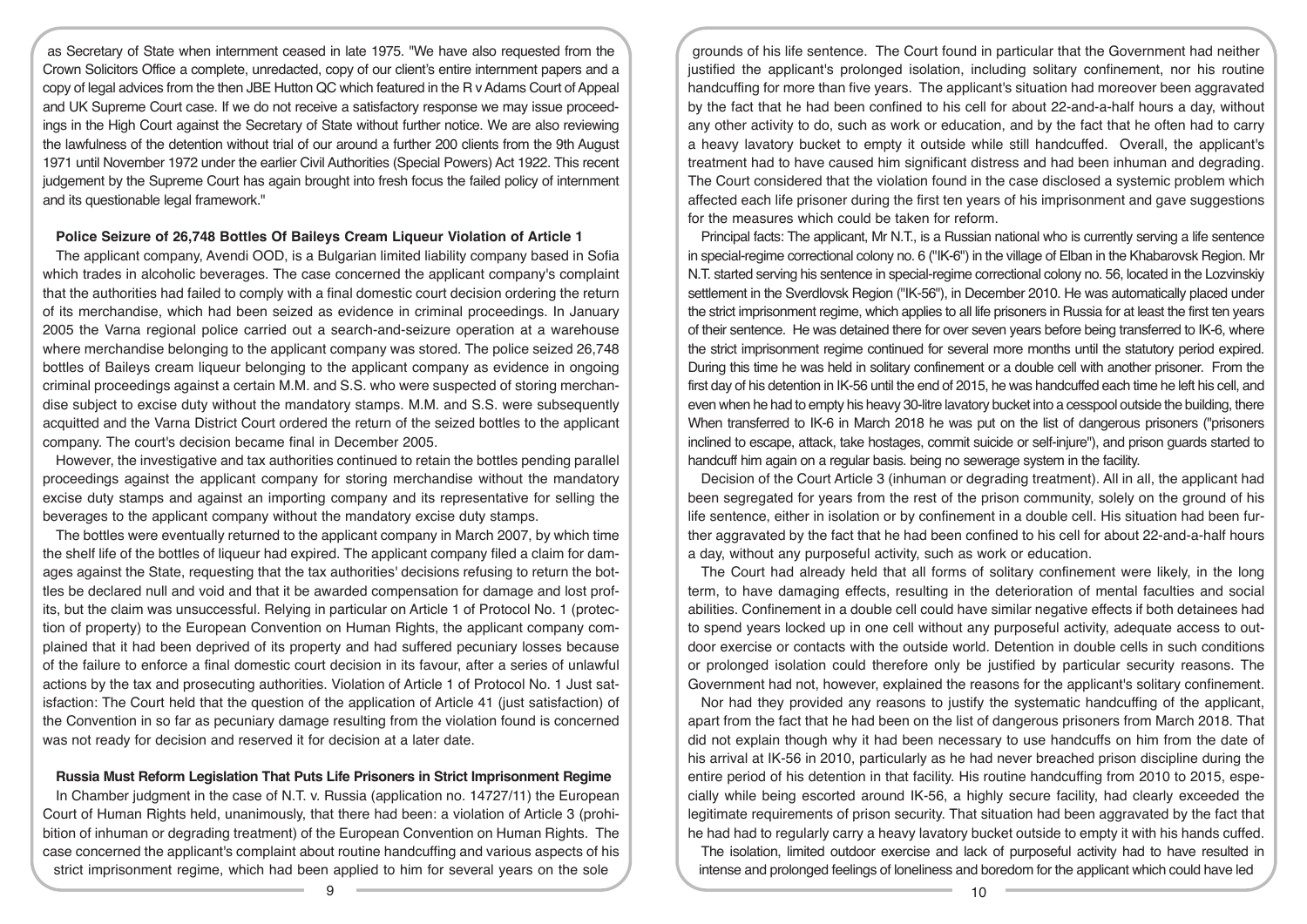as Secretary of State when internment ceased in late 1975. "We have also requested from the Crown Solicitors Office a complete, unredacted, copy of our client's entire internment papers and a copy of legal advices from the then JBE Hutton QC which featured in the R v Adams Court of Appeal and UK Supreme Court case. If we do not receive a satisfactory response we may issue proceedings in the High Court against the Secretary of State without further notice. We are also reviewing the lawfulness of the detention without trial of our around a further 200 clients from the 9th August 1971 until November 1972 under the earlier Civil Authorities (Special Powers) Act 1922. This recent judgement by the Supreme Court has again brought into fresh focus the failed policy of internment and its questionable legal framework."

### Police Seizure of 26,748 Bottles Of Baileys Cream Liqueur Violation of Article 1

The applicant company, Avendi OOD, is a Bulgarian limited liability company based in Sofia which trades in alcoholic beverages. The case concerned the applicant company's complaint that the authorities had failed to comply with a final domestic court decision ordering the return of its merchandise, which had been seized as evidence in criminal proceedings. In January 2005 the Varna regional police carried out a search-and-seizure operation at a warehouse where merchandise belonging to the applicant company was stored. The police seized 26,748 bottles of Baileys cream liqueur belonging to the applicant company as evidence in ongoing criminal proceedings against a certain M.M. and S.S. who were suspected of storing merchandise subject to excise duty without the mandatory stamps. M.M. and S.S. were subsequently acquitted and the Varna District Court ordered the return of the seized bottles to the applicant company. The court's decision became final in December 2005.

However, the investigative and tax authorities continued to retain the bottles pending parallel proceedings against the applicant company for storing merchandise without the mandatory excise duty stamps and against an importing company and its representative for selling the beverages to the applicant company without the mandatory excise duty stamps.

The bottles were eventually returned to the applicant company in March 2007, by which time the shelf life of the bottles of liqueur had expired. The applicant company filed a claim for damages against the State, requesting that the tax authorities' decisions refusing to return the bottles be declared null and void and that it be awarded compensation for damage and lost profits, but the claim was unsuccessful. Relying in particular on Article 1 of Protocol No. 1 (protection of property) to the European Convention on Human Rights, the applicant company complained that it had been deprived of its property and had suffered pecuniary losses because of the failure to enforce a final domestic court decision in its favour, after a series of unlawful actions by the tax and prosecuting authorities. Violation of Article 1 of Protocol No. 1 Just satisfaction: The Court held that the question of the application of Article 41 (just satisfaction) of the Convention in so far as pecuniary damage resulting from the violation found is concerned was not ready for decision and reserved it for decision at a later date.

### Russia Must Reform Legislation That Puts Life Prisoners in Strict Imprisonment Regime

In Chamber judgment in the case of N.T. v. Russia (application no. 14727/11) the European Court of Human Rights held, unanimously, that there had been: a violation of Article 3 (prohibition of inhuman or degrading treatment) of the European Convention on Human Rights. The case concerned the applicant's complaint about routine handcuffing and various aspects of his strict imprisonment regime, which had been applied to him for several years on the sole grounds of his life sentence. The Court found in particular that the Government had neither justified the applicant's prolonged isolation, including solitary confinement, nor his routine handcuffing for more than five years. The applicant's situation had moreover been aggravated by the fact that he had been confined to his cell for about 22-and-a-half hours a day, without any other activity to do, such as work or education, and by the fact that he often had to carry a heavy lavatory bucket to empty it outside while still handcuffed. Overall, the applicant's treatment had to have caused him significant distress and had been inhuman and degrading. The Court considered that the violation found in the case disclosed a systemic problem which affected each life prisoner during the first ten years of his imprisonment and gave suggestions for the measures which could be taken for reform.

Principal facts: The applicant, Mr N.T., is a Russian national who is currently serving a life sentence in special-regime correctional colony no. 6 ("IK-6") in the village of Elban in the Khabarovsk Region. Mr N.T. started serving his sentence in special-regime correctional colony no. 56, located in the Lozvinskiy settlement in the Sverdlovsk Region ("IK-56"), in December 2010. He was automatically placed under the strict imprisonment regime, which applies to all life prisoners in Russia for at least the first ten years of their sentence. He was detained there for over seven years before being transferred to IK-6, where the strict imprisonment regime continued for several more months until the statutory period expired. During this time he was held in solitary confinement or a double cell with another prisoner. From the first day of his detention in IK-56 until the end of 2015, he was handcuffed each time he left his cell, and even when he had to empty his heavy 30-litre lavatory bucket into a cesspool outside the building, there When transferred to IK-6 in March 2018 he was put on the list of dangerous prisoners ("prisoners inclined to escape, attack, take hostages, commit suicide or self-injure"), and prison guards started to handcuff him again on a regular basis. being no sewerage system in the facility.

Decision of the Court Article 3 (inhuman or degrading treatment). All in all, the applicant had been segregated for years from the rest of the prison community, solely on the ground of his life sentence, either in isolation or by confinement in a double cell. His situation had been further aggravated by the fact that he had been confined to his cell for about 22-and-a-half hours a day, without any purposeful activity, such as work or education.

The Court had already held that all forms of solitary confinement were likely, in the long term, to have damaging effects, resulting in the deterioration of mental faculties and social abilities. Confinement in a double cell could have similar negative effects if both detainees had to spend years locked up in one cell without any purposeful activity, adequate access to outdoor exercise or contacts with the outside world. Detention in double cells in such conditions or prolonged isolation could therefore only be justified by particular security reasons. The Government had not, however, explained the reasons for the applicant's solitary confinement.

Nor had they provided any reasons to justify the systematic handcuffing of the applicant, apart from the fact that he had been on the list of dangerous prisoners from March 2018. That did not explain though why it had been necessary to use handcuffs on him from the date of his arrival at IK-56 in 2010, particularly as he had never breached prison discipline during the entire period of his detention in that facility. His routine handcuffing from 2010 to 2015, especially while being escorted around IK-56, a highly secure facility, had clearly exceeded the legitimate requirements of prison security. That situation had been aggravated by the fact that he had had to regularly carry a heavy lavatory bucket outside to empty it with his hands cuffed.

The isolation, limited outdoor exercise and lack of purposeful activity had to have resulted in intense and prolonged feelings of loneliness and boredom for the applicant which could have led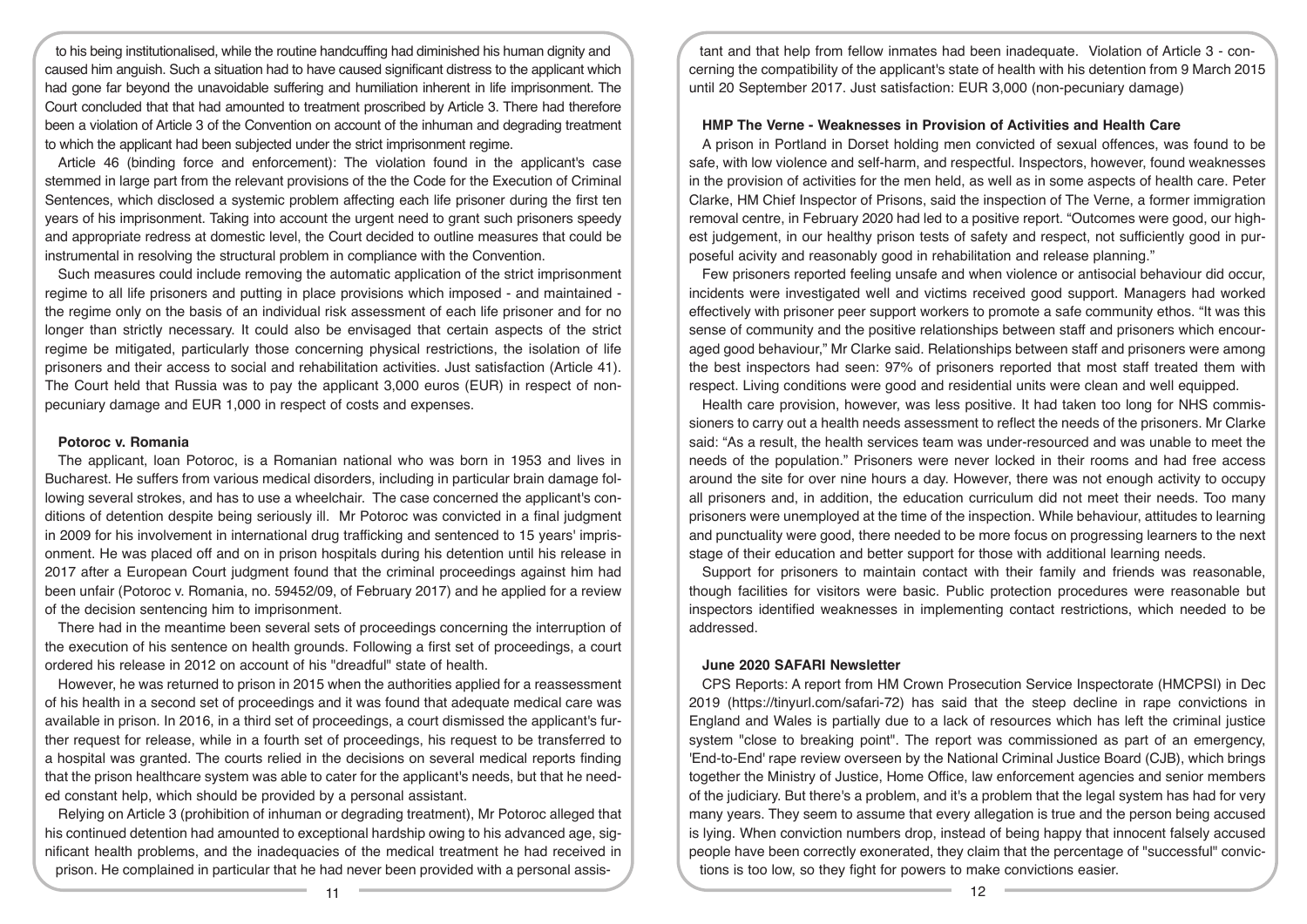to his being institutionalised, while the routine handcuffing had diminished his human dignity and caused him anguish. Such a situation had to have caused significant distress to the applicant which had gone far beyond the unavoidable suffering and humiliation inherent in life imprisonment. The Court concluded that that had amounted to treatment proscribed by Article 3. There had therefore been a violation of Article 3 of the Convention on account of the inhuman and degrading treatment to which the applicant had been subjected under the strict imprisonment regime.

Article 46 (binding force and enforcement): The violation found in the applicant's case stemmed in large part from the relevant provisions of the the Code for the Execution of Criminal Sentences, which disclosed a systemic problem affecting each life prisoner during the first ten years of his imprisonment. Taking into account the urgent need to grant such prisoners speedy and appropriate redress at domestic level, the Court decided to outline measures that could be instrumental in resolving the structural problem in compliance with the Convention.

Such measures could include removing the automatic application of the strict imprisonment regime to all life prisoners and putting in place provisions which imposed - and maintained - the regime only on the basis of an individual risk assessment of each life prisoner and for no longer than strictly necessary. It could also be envisaged that certain aspects of the strict regime be mitigated, particularly those concerning physical restrictions, the isolation of life prisoners and their access to social and rehabilitation activities. Just satisfaction (Article 41). The Court held that Russia was to pay the applicant 3,000 euros (EUR) in respect of non-pecuniary damage and EUR 1,000 in respect of costs and expenses.

**Potoroc v. Romania**

The applicant, Ioan Potoroc, is a Romanian national who was born in 1953 and lives in Bucharest. He suffers from various medical disorders, including in particular brain damage following several strokes, and has to use a wheelchair. The case concerned the applicant's conditions of detention despite being seriously ill. Mr Potoroc was convicted in a final judgment in 2009 for his involvement in international drug trafficking and sentenced to 15 years' imprisonment. He was placed off and on in prison hospitals during his detention until his release in 2017 after a European Court judgment found that the criminal proceedings against him had been unfair (Potoroc v. Romania, no. 59452/09, of February 2017) and he applied for a review of the decision sentencing him to imprisonment.

There had in the meantime been several sets of proceedings concerning the interruption of the execution of his sentence on health grounds. Following a first set of proceedings, a court ordered his release in 2012 on account of his "dreadful" state of health.

However, he was returned to prison in 2015 when the authorities applied for a reassessment of his health in a second set of proceedings and it was found that adequate medical care was available in prison. In 2016, in a third set of proceedings, a court dismissed the applicant's further request for release, while in a fourth set of proceedings, his request to be transferred to a hospital was granted. The courts relied in the decisions on several medical reports finding that the prison healthcare system was able to cater for the applicant's needs, but that he needed constant help, which should be provided by a personal assistant.

Relying on Article 3 (prohibition of inhuman or degrading treatment), Mr Potoroc alleged that his continued detention had amounted to exceptional hardship owing to his advanced age, significant health problems, and the inadequacies of the medical treatment he had received in prison. He complained in particular that he had never been provided with a personal assistant and that help from fellow inmates had been inadequate. Violation of Article 3 - concerning the compatibility of the applicant's state of health with his detention from 9 March 2015 until 20 September 2017. Just satisfaction: EUR 3,000 (non-pecuniary damage)

**HMP The Verne - Weaknesses in Provision of Activities and Health Care**

A prison in Portland in Dorset holding men convicted of sexual offences, was found to be safe, with low violence and self-harm, and respectful. Inspectors, however, found weaknesses in the provision of activities for the men held, as well as in some aspects of health care. Peter Clarke, HM Chief Inspector of Prisons, said the inspection of The Verne, a former immigration removal centre, in February 2020 had led to a positive report. "Outcomes were good, our highest judgement, in our healthy prison tests of safety and respect, not sufficiently good in purposeful acivity and reasonably good in rehabilitation and release planning."

Few prisoners reported feeling unsafe and when violence or antisocial behaviour did occur, incidents were investigated well and victims received good support. Managers had worked effectively with prisoner peer support workers to promote a safe community ethos. "It was this sense of community and the positive relationships between staff and prisoners which encouraged good behaviour," Mr Clarke said. Relationships between staff and prisoners were among the best inspectors had seen: 97% of prisoners reported that most staff treated them with respect. Living conditions were good and residential units were clean and well equipped.

Health care provision, however, was less positive. It had taken too long for NHS commissioners to carry out a health needs assessment to reflect the needs of the prisoners. Mr Clarke said: "As a result, the health services team was under-resourced and was unable to meet the needs of the population." Prisoners were never locked in their rooms and had free access around the site for over nine hours a day. However, there was not enough activity to occupy all prisoners and, in addition, the education curriculum did not meet their needs. Too many prisoners were unemployed at the time of the inspection. While behaviour, attitudes to learning and punctuality were good, there needed to be more focus on progressing learners to the next stage of their education and better support for those with additional learning needs.

Support for prisoners to maintain contact with their family and friends was reasonable, though facilities for visitors were basic. Public protection procedures were reasonable but inspectors identified weaknesses in implementing contact restrictions, which needed to be addressed.

**June 2020 SAFARI Newsletter**

CPS Reports: A report from HM Crown Prosecution Service Inspectorate (HMCPSI) in Dec 2019 (https://tinyurl.com/safari-72) has said that the steep decline in rape convictions in England and Wales is partially due to a lack of resources which has left the criminal justice system "close to breaking point". The report was commissioned as part of an emergency, 'End-to-End' rape review overseen by the National Criminal Justice Board (CJB), which brings together the Ministry of Justice, Home Office, law enforcement agencies and senior members of the judiciary. But there's a problem, and it's a problem that the legal system has had for very many years. They seem to assume that every allegation is true and the person being accused is lying. When conviction numbers drop, instead of being happy that innocent falsely accused people have been correctly exonerated, they claim that the percentage of "successful" convictions is too low, so they fight for powers to make convictions easier.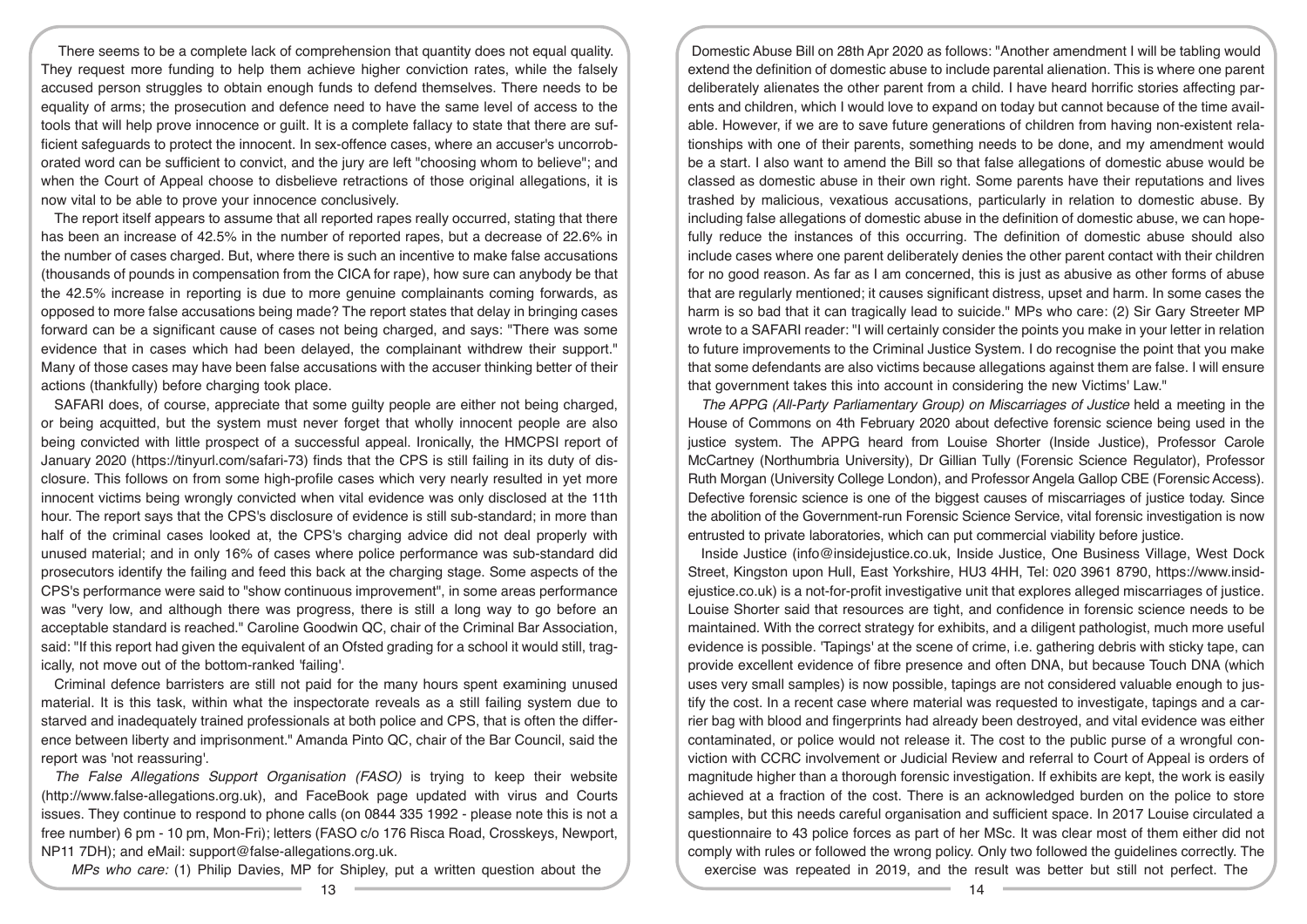There seems to be a complete lack of comprehension that quantity does not equal quality. They request more funding to help them achieve higher conviction rates, while the falsely accused person struggles to obtain enough funds to defend themselves. There needs to be equality of arms; the prosecution and defence need to have the same level of access to the tools that will help prove innocence or guilt. It is a complete fallacy to state that there are sufficient safeguards to protect the innocent. In sex-offence cases, where an accuser's uncorroborated word can be sufficient to convict, and the jury are left "choosing whom to believe"; and when the Court of Appeal choose to disbelieve retractions of those original allegations, it is now vital to be able to prove your innocence conclusively.

The report itself appears to assume that all reported rapes really occurred, stating that there has been an increase of 42.5% in the number of reported rapes, but a decrease of 22.6% in the number of cases charged. But, where there is such an incentive to make false accusations (thousands of pounds in compensation from the CICA for rape), how sure can anybody be that the 42.5% increase in reporting is due to more genuine complainants coming forwards, as opposed to more false accusations being made? The report states that delay in bringing cases forward can be a significant cause of cases not being charged, and says: "There was some evidence that in cases which had been delayed, the complainant withdrew their support." Many of those cases may have been false accusations with the accuser thinking better of their actions (thankfully) before charging took place.

SAFARI does, of course, appreciate that some guilty people are either not being charged, or being acquitted, but the system must never forget that wholly innocent people are also being convicted with little prospect of a successful appeal. Ironically, the HMCPSI report of January 2020 (https://tinyurl.com/safari-73) finds that the CPS is still failing in its duty of disclosure. This follows on from some high-profile cases which very nearly resulted in yet more innocent victims being wrongly convicted when vital evidence was only disclosed at the 11th hour. The report says that the CPS's disclosure of evidence is still sub-standard; in more than half of the criminal cases looked at, the CPS's charging advice did not deal properly with unused material; and in only 16% of cases where police performance was sub-standard did prosecutors identify the failing and feed this back at the charging stage. Some aspects of the CPS's performance were said to "show continuous improvement", in some areas performance was "very low, and although there was progress, there is still a long way to go before an acceptable standard is reached." Caroline Goodwin QC, chair of the Criminal Bar Association, said: "If this report had given the equivalent of an Ofsted grading for a school it would still, tragically, not move out of the bottom-ranked 'failing'.

Criminal defence barristers are still not paid for the many hours spent examining unused material. It is this task, within what the inspectorate reveals as a still failing system due to starved and inadequately trained professionals at both police and CPS, that is often the difference between liberty and imprisonment." Amanda Pinto QC, chair of the Bar Council, said the report was 'not reassuring'.

*The False Allegations Support Organisation (FASO)* is trying to keep their website (http://www.false-allegations.org.uk), and FaceBook page updated with virus and Courts issues. They continue to respond to phone calls (on 0844 335 1992 - please note this is not a free number) 6 pm - 10 pm, Mon-Fri); letters (FASO c/o 176 Risca Road, Crosskeys, Newport, NP11 7DH); and eMail: support@false-allegations.org.uk.

*MPs who care:* (1) Philip Davies, MP for Shipley, put a written question about the Domestic Abuse Bill on 28th Apr 2020 as follows: "Another amendment I will be tabling would extend the definition of domestic abuse to include parental alienation. This is where one parent deliberately alienates the other parent from a child. I have heard horrific stories affecting parents and children, which I would love to expand on today but cannot because of the time available. However, if we are to save future generations of children from having non-existent relationships with one of their parents, something needs to be done, and my amendment would be a start. I also want to amend the Bill so that false allegations of domestic abuse would be classed as domestic abuse in their own right. Some parents have their reputations and lives trashed by malicious, vexatious accusations, particularly in relation to domestic abuse. By including false allegations of domestic abuse in the definition of domestic abuse, we can hopefully reduce the instances of this occurring. The definition of domestic abuse should also include cases where one parent deliberately denies the other parent contact with their children for no good reason. As far as I am concerned, this is just as abusive as other forms of abuse that are regularly mentioned; it causes significant distress, upset and harm. In some cases the harm is so bad that it can tragically lead to suicide." MPs who care: (2) Sir Gary Streeter MP wrote to a SAFARI reader: "I will certainly consider the points you make in your letter in relation to future improvements to the Criminal Justice System. I do recognise the point that you make that some defendants are also victims because allegations against them are false. I will ensure that government takes this into account in considering the new Victims' Law."

*The APPG (All-Party Parliamentary Group) on Miscarriages of Justice* held a meeting in the House of Commons on 4th February 2020 about defective forensic science being used in the justice system. The APPG heard from Louise Shorter (Inside Justice), Professor Carole McCartney (Northumbria University), Dr Gillian Tully (Forensic Science Regulator), Professor Ruth Morgan (University College London), and Professor Angela Gallop CBE (Forensic Access). Defective forensic science is one of the biggest causes of miscarriages of justice today. Since the abolition of the Government-run Forensic Science Service, vital forensic investigation is now entrusted to private laboratories, which can put commercial viability before justice.

Inside Justice (info@insidejustice.co.uk, Inside Justice, One Business Village, West Dock Street, Kingston upon Hull, East Yorkshire, HU3 4HH, Tel: 020 3961 8790, https://www.insidejustice.co.uk) is a not-for-profit investigative unit that explores alleged miscarriages of justice. Louise Shorter said that resources are tight, and confidence in forensic science needs to be maintained. With the correct strategy for exhibits, and a diligent pathologist, much more useful evidence is possible. 'Tapings' at the scene of crime, i.e. gathering debris with sticky tape, can provide excellent evidence of fibre presence and often DNA, but because Touch DNA (which uses very small samples) is now possible, tapings are not considered valuable enough to justify the cost. In a recent case where material was requested to investigate, tapings and a carrier bag with blood and fingerprints had already been destroyed, and vital evidence was either contaminated, or police would not release it. The cost to the public purse of a wrongful conviction with CCRC involvement or Judicial Review and referral to Court of Appeal is orders of magnitude higher than a thorough forensic investigation. If exhibits are kept, the work is easily achieved at a fraction of the cost. There is an acknowledged burden on the police to store samples, but this needs careful organisation and sufficient space. In 2017 Louise circulated a questionnaire to 43 police forces as part of her MSc. It was clear most of them either did not comply with rules or followed the wrong policy. Only two followed the guidelines correctly. The exercise was repeated in 2019, and the result was better but still not perfect. The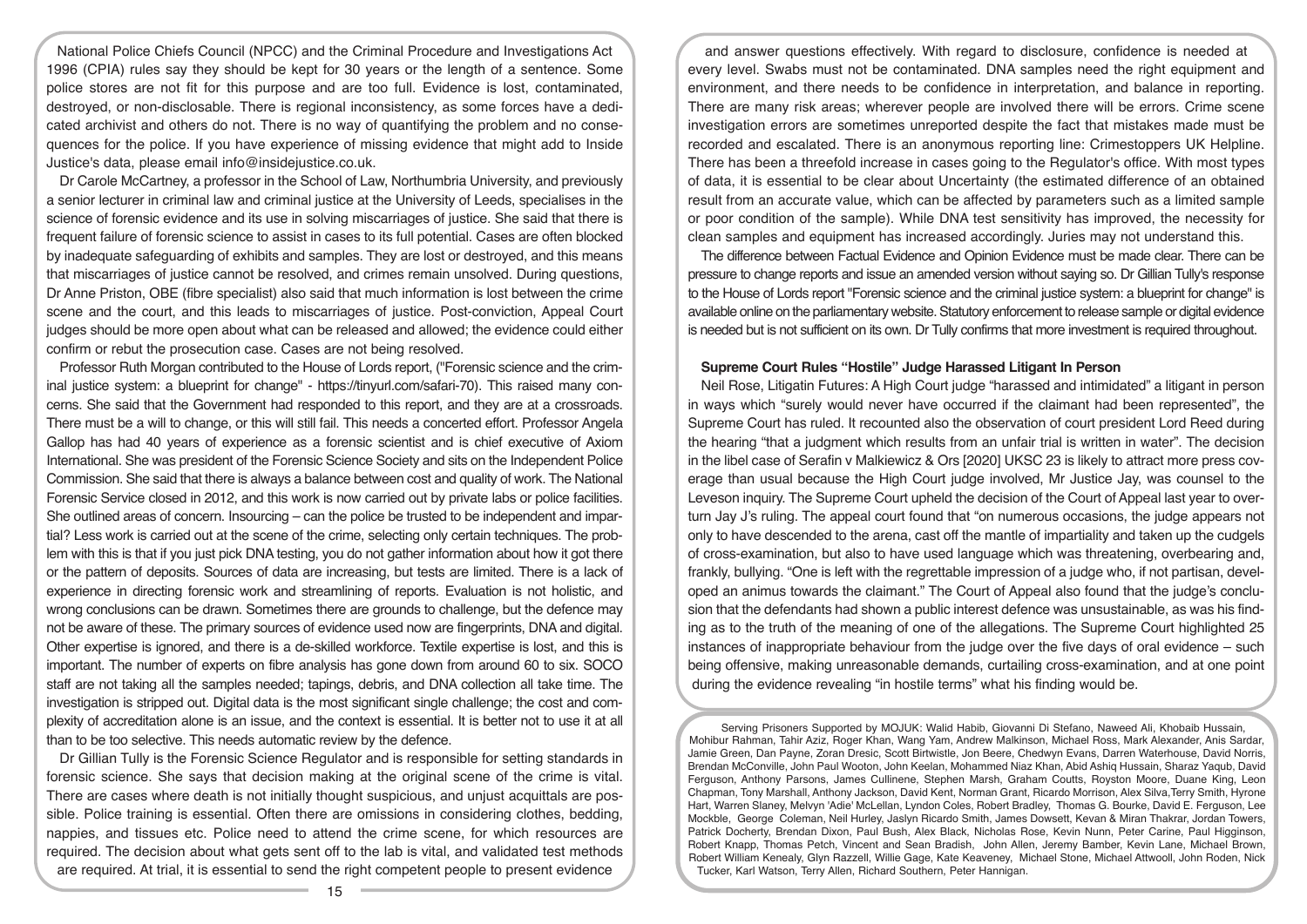National Police Chiefs Council (NPCC) and the Criminal Procedure and Investigations Act 1996 (CPIA) rules say they should be kept for 30 years or the length of a sentence. Some police stores are not fit for this purpose and are too full. Evidence is lost, contaminated, destroyed, or non-disclosable. There is regional inconsistency, as some forces have a dedicated archivist and others do not. There is no way of quantifying the problem and no consequences for the police. If you have experience of missing evidence that might add to Inside Justice's data, please email info@insidejustice.co.uk.

Dr Carole McCartney, a professor in the School of Law, Northumbria University, and previously a senior lecturer in criminal law and criminal justice at the University of Leeds, specialises in the science of forensic evidence and its use in solving miscarriages of justice. She said that there is frequent failure of forensic science to assist in cases to its full potential. Cases are often blocked by inadequate safeguarding of exhibits and samples. They are lost or destroyed, and this means that miscarriages of justice cannot be resolved, and crimes remain unsolved. During questions, Dr Anne Priston, OBE (fibre specialist) also said that much information is lost between the crime scene and the court, and this leads to miscarriages of justice. Post-conviction, Appeal Court judges should be more open about what can be released and allowed; the evidence could either confirm or rebut the prosecution case. Cases are not being resolved.

Professor Ruth Morgan contributed to the House of Lords report, ("Forensic science and the criminal justice system: a blueprint for change" - https://tinyurl.com/safari-70). This raised many concerns. She said that the Government had responded to this report, and they are at a crossroads. There must be a will to change, or this will still fail. This needs a concerted effort. Professor Angela Gallop has had 40 years of experience as a forensic scientist and is chief executive of Axiom International. She was president of the Forensic Science Society and sits on the Independent Police Commission. She said that there is always a balance between cost and quality of work. The National Forensic Service closed in 2012, and this work is now carried out by private labs or police facilities. She outlined areas of concern. Insourcing – can the police be trusted to be independent and impartial? Less work is carried out at the scene of the crime, selecting only certain techniques. The problem with this is that if you just pick DNA testing, you do not gather information about how it got there or the pattern of deposits. Sources of data are increasing, but tests are limited. There is a lack of experience in directing forensic work and streamlining of reports. Evaluation is not holistic, and wrong conclusions can be drawn. Sometimes there are grounds to challenge, but the defence may not be aware of these. The primary sources of evidence used now are fingerprints, DNA and digital. Other expertise is ignored, and there is a de-skilled workforce. Textile expertise is lost, and this is important. The number of experts on fibre analysis has gone down from around 60 to six. SOCO staff are not taking all the samples needed; tapings, debris, and DNA collection all take time. The investigation is stripped out. Digital data is the most significant single challenge; the cost and complexity of accreditation alone is an issue, and the context is essential. It is better not to use it at all than to be too selective. This needs automatic review by the defence.

Dr Gillian Tully is the Forensic Science Regulator and is responsible for setting standards in forensic science. She says that decision making at the original scene of the crime is vital. There are cases where death is not initially thought suspicious, and unjust acquittals are possible. Police training is essential. Often there are omissions in considering clothes, bedding, nappies, and tissues etc. Police need to attend the crime scene, for which resources are required. The decision about what gets sent off to the lab is vital, and validated test methods are required. At trial, it is essential to send the right competent people to present evidence and answer questions effectively. With regard to disclosure, confidence is needed at every level. Swabs must not be contaminated. DNA samples need the right equipment and environment, and there needs to be confidence in interpretation, and balance in reporting. There are many risk areas; wherever people are involved there will be errors. Crime scene investigation errors are sometimes unreported despite the fact that mistakes made must be recorded and escalated. There is an anonymous reporting line: Crimestoppers UK Helpline. There has been a threefold increase in cases going to the Regulator's office. With most types of data, it is essential to be clear about Uncertainty (the estimated difference of an obtained result from an accurate value, which can be affected by parameters such as a limited sample or poor condition of the sample). While DNA test sensitivity has improved, the necessity for clean samples and equipment has increased accordingly. Juries may not understand this.

The difference between Factual Evidence and Opinion Evidence must be made clear. There can be pressure to change reports and issue an amended version without saying so. Dr Gillian Tully's response to the House of Lords report "Forensic science and the criminal justice system: a blueprint for change" is available online on the parliamentary website. Statutory enforcement to release sample or digital evidence is needed but is not sufficient on its own. Dr Tully confirms that more investment is required throughout.

## Supreme Court Rules "Hostile" Judge Harassed Litigant In Person

Neil Rose, Litigation Futures: A High Court judge "harassed and intimidated" a litigant in person in ways which "surely would never have occurred if the claimant had been represented", the Supreme Court has ruled. It recounted also the observation of court president Lord Reed during the hearing "that a judgment which results from an unfair trial is written in water". The decision in the libel case of Serafin v Malkiewicz & Ors [2020] UKSC 23 is likely to attract more press coverage than usual because the High Court judge involved, Mr Justice Jay, was counsel to the Leveson inquiry. The Supreme Court upheld the decision of the Court of Appeal last year to overturn Jay J's ruling. The appeal court found that "on numerous occasions, the judge appears not only to have descended to the arena, cast off the mantle of impartiality and taken up the cudgels of cross-examination, but also to have used language which was threatening, overbearing and, frankly, bullying. "One is left with the regrettable impression of a judge who, if not partisan, developed an animus towards the claimant." The Court of Appeal also found that the judge's conclusion that the defendants had shown a public interest defence was unsustainable, as was his finding as to the truth of the meaning of one of the allegations. The Supreme Court highlighted 25 instances of inappropriate behaviour from the judge over the five days of oral evidence – such being offensive, making unreasonable demands, curtailing cross-examination, and at one point during the evidence revealing "in hostile terms" what his finding would be.

Serving Prisoners Supported by MOJUK: Walid Habib, Giovanni Di Stefano, Naweed Ali, Khobaib Hussain, Mohibur Rahman, Tahir Aziz, Roger Khan, Wang Yam, Andrew Malkinson, Michael Ross, Mark Alexander, Anis Sardar, Jamie Green, Dan Payne, Zoran Dresic, Scott Birtwistle, Jon Beere, Chedwyn Evans, Darren Waterhouse, David Norris, Brendan McConville, John Paul Wooton, John Keelan, Mohammed Niaz Khan, Abid Ashiq Hussain, Sharaz Yaqub, David Ferguson, Anthony Parsons, James Cullinene, Stephen Marsh, Graham Coutts, Royston Moore, Duane King, Leon Chapman, Tony Marshall, Anthony Jackson, David Kent, Norman Grant, Ricardo Morrison, Alex Silva, Terry Smith, Hyrone Hart, Warren Slaney, Melvyn 'Adie' McLellan, Lyndon Coles, Robert Bradley, Thomas G. Bourke, David E. Ferguson, Lee Mockble, George Coleman, Neil Hurley, Jaslyn Ricardo Smith, James Dowsett, Kevan & Miran Thakrar, Jordan Towers, Patrick Docherty, Brendan Dixon, Paul Bush, Alex Black, Nicholas Rose, Kevin Nunn, Peter Carine, Paul Higginson, Robert Knapp, Thomas Petch, Vincent and Sean Bradish, John Allen, Jeremy Bamber, Kevin Lane, Michael Brown, Robert William Kenealy, Glyn Razzell, Willie Gage, Kate Keaveney, Michael Stone, Michael Attwooll, John Roden, Nick Tucker, Karl Watson, Terry Allen, Richard Southern, Peter Hannigan.